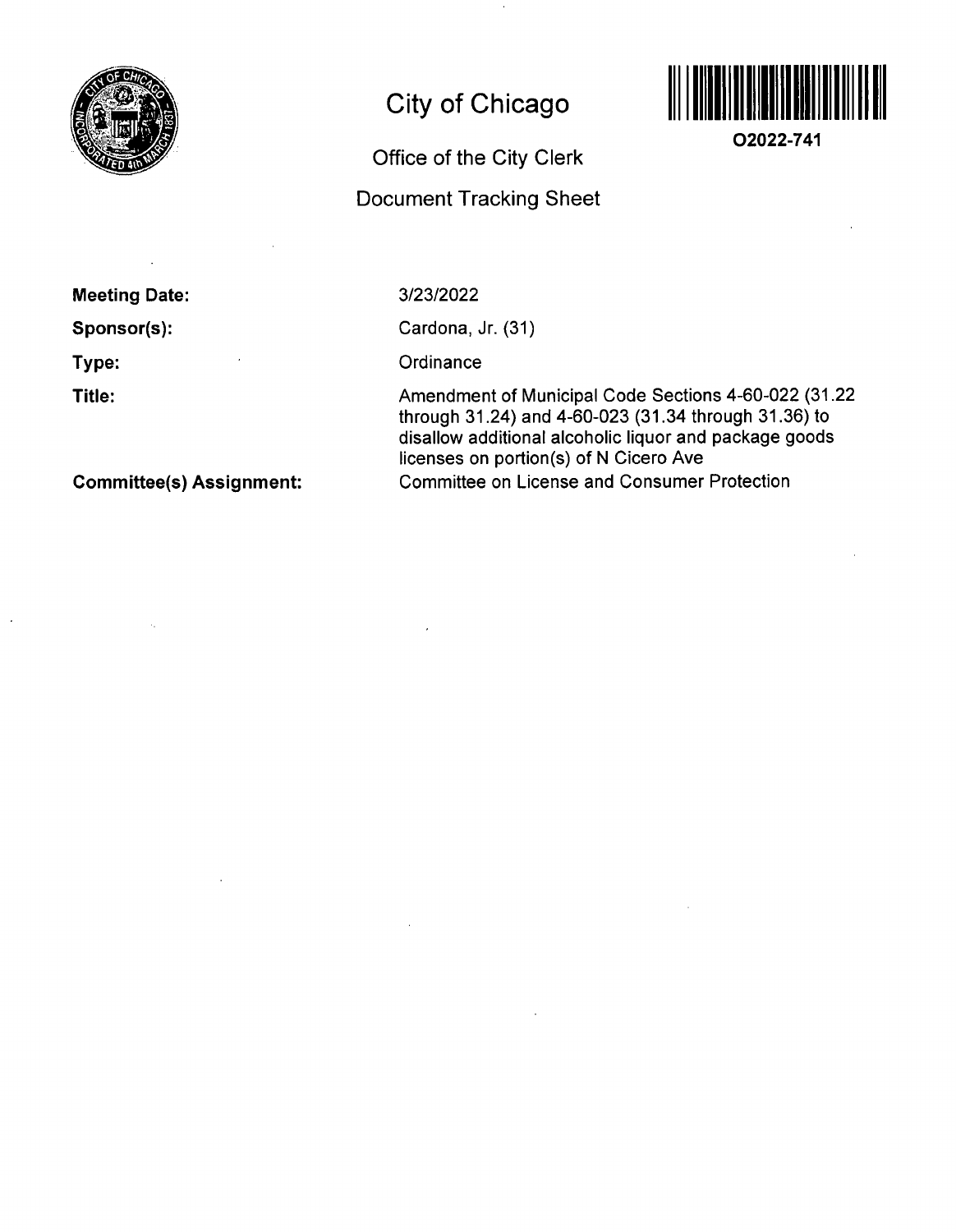# City of Chicago

## Office of the City Clerk

## Document Tracking Sheet

**O2022-741**

**Meeting Date:** 3/23/2022

**Sponsor(s):** Cardona, Jr. (31)

**Type:** Ordinance

**Title:** Amendment of Municipal Code Sections 4-60-022 (31.22 through 31.24) and 4-60-023 (31.34 through 31.36) to disallow additional alcoholic liquor and package goods licenses on portion(s) of N Cicero Ave

**Committee(s) Assignment:** Committee on License and Consumer Protection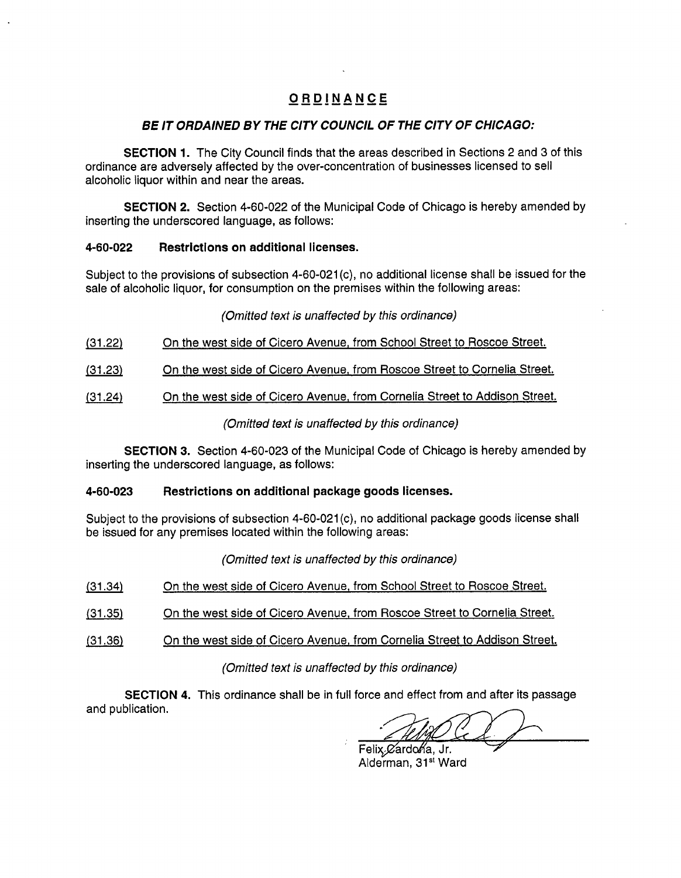# ORDINANCE

***BE IT ORDAINED BY THE CITY COUNCIL OF THE CITY OF CHICAGO:***

**SECTION 1.** The City Council finds that the areas described in Sections 2 and 3 of this ordinance are adversely affected by the over-concentration of businesses licensed to sell alcoholic liquor within and near the areas.

**SECTION 2.** Section 4-60-022 of the Municipal Code of Chicago is hereby amended by inserting the underscored language, as follows:

**4-60-022 Restrictions on additional licenses.**

Subject to the provisions of subsection 4-60-021(c), no additional license shall be issued for the sale of alcoholic liquor, for consumption on the premises within the following areas:

*(Omitted text is unaffected by this ordinance)*

(31.22) On the west side of Cicero Avenue, from School Street to Roscoe Street.

(31.23) On the west side of Cicero Avenue, from Roscoe Street to Cornelia Street.

(31.24) On the west side of Cicero Avenue, from Cornelia Street to Addison Street.

*(Omitted text is unaffected by this ordinance)*

**SECTION 3.** Section 4-60-023 of the Municipal Code of Chicago is hereby amended by inserting the underscored language, as follows:

**4-60-023 Restrictions on additional package goods licenses.**

Subject to the provisions of subsection 4-60-021(c), no additional package goods license shall be issued for any premises located within the following areas:

*(Omitted text is unaffected by this ordinance)*

(31.34) On the west side of Cicero Avenue, from School Street to Roscoe Street.

(31.35) On the west side of Cicero Avenue, from Roscoe Street to Cornelia Street.

(31.36) On the west side of Cicero Avenue, from Cornelia Street to Addison Street.

*(Omitted text is unaffected by this ordinance)*

**SECTION 4.** This ordinance shall be in full force and effect from and after its passage and publication.

Felix Cardona, Jr.
Alderman, 31st Ward